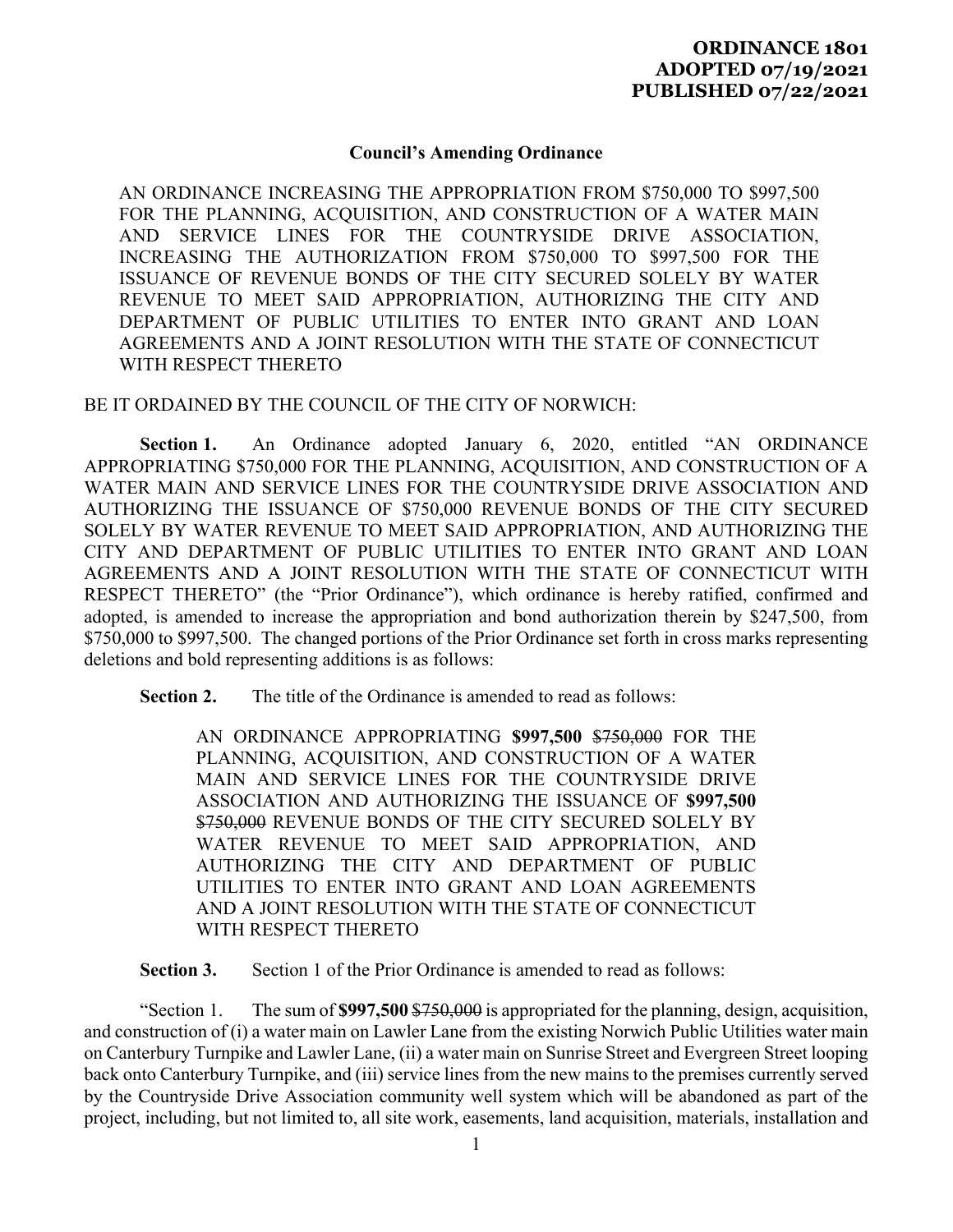**ORDINANCE 1801**
**ADOPTED 07/19/2021**
**PUBLISHED 07/22/2021**

## Council's Amending Ordinance

AN ORDINANCE INCREASING THE APPROPRIATION FROM $750,000 TO $997,500 FOR THE PLANNING, ACQUISITION, AND CONSTRUCTION OF A WATER MAIN AND SERVICE LINES FOR THE COUNTRYSIDE DRIVE ASSOCIATION, INCREASING THE AUTHORIZATION FROM $750,000 TO $997,500 FOR THE ISSUANCE OF REVENUE BONDS OF THE CITY SECURED SOLELY BY WATER REVENUE TO MEET SAID APPROPRIATION, AUTHORIZING THE CITY AND DEPARTMENT OF PUBLIC UTILITIES TO ENTER INTO GRANT AND LOAN AGREEMENTS AND A JOINT RESOLUTION WITH THE STATE OF CONNECTICUT WITH RESPECT THERETO

BE IT ORDAINED BY THE COUNCIL OF THE CITY OF NORWICH:

**Section 1.** An Ordinance adopted January 6, 2020, entitled "AN ORDINANCE APPROPRIATING $750,000 FOR THE PLANNING, ACQUISITION, AND CONSTRUCTION OF A WATER MAIN AND SERVICE LINES FOR THE COUNTRYSIDE DRIVE ASSOCIATION AND AUTHORIZING THE ISSUANCE OF $750,000 REVENUE BONDS OF THE CITY SECURED SOLELY BY WATER REVENUE TO MEET SAID APPROPRIATION, AND AUTHORIZING THE CITY AND DEPARTMENT OF PUBLIC UTILITIES TO ENTER INTO GRANT AND LOAN AGREEMENTS AND A JOINT RESOLUTION WITH THE STATE OF CONNECTICUT WITH RESPECT THERETO" (the "Prior Ordinance"), which ordinance is hereby ratified, confirmed and adopted, is amended to increase the appropriation and bond authorization therein by $247,500, from $750,000 to $997,500. The changed portions of the Prior Ordinance set forth in cross marks representing deletions and bold representing additions is as follows:

**Section 2.** The title of the Ordinance is amended to read as follows:

> AN ORDINANCE APPROPRIATING **$997,500** ~~$750,000~~ FOR THE PLANNING, ACQUISITION, AND CONSTRUCTION OF A WATER MAIN AND SERVICE LINES FOR THE COUNTRYSIDE DRIVE ASSOCIATION AND AUTHORIZING THE ISSUANCE OF **$997,500** ~~$750,000~~ REVENUE BONDS OF THE CITY SECURED SOLELY BY WATER REVENUE TO MEET SAID APPROPRIATION, AND AUTHORIZING THE CITY AND DEPARTMENT OF PUBLIC UTILITIES TO ENTER INTO GRANT AND LOAN AGREEMENTS AND A JOINT RESOLUTION WITH THE STATE OF CONNECTICUT WITH RESPECT THERETO

**Section 3.** Section 1 of the Prior Ordinance is amended to read as follows:

"Section 1. The sum of **$997,500** ~~$750,000~~ is appropriated for the planning, design, acquisition, and construction of (i) a water main on Lawler Lane from the existing Norwich Public Utilities water main on Canterbury Turnpike and Lawler Lane, (ii) a water main on Sunrise Street and Evergreen Street looping back onto Canterbury Turnpike, and (iii) service lines from the new mains to the premises currently served by the Countryside Drive Association community well system which will be abandoned as part of the project, including, but not limited to, all site work, easements, land acquisition, materials, installation and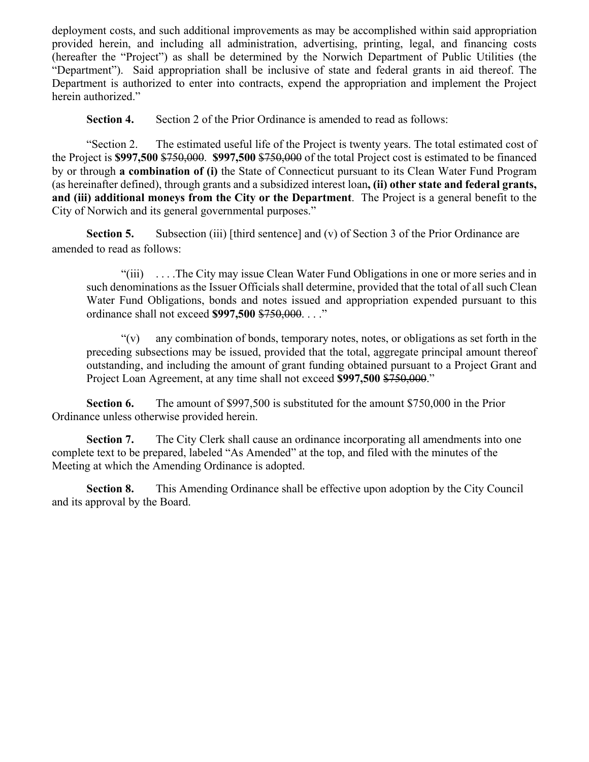deployment costs, and such additional improvements as may be accomplished within said appropriation provided herein, and including all administration, advertising, printing, legal, and financing costs (hereafter the "Project") as shall be determined by the Norwich Department of Public Utilities (the "Department"). Said appropriation shall be inclusive of state and federal grants in aid thereof. The Department is authorized to enter into contracts, expend the appropriation and implement the Project herein authorized."

**Section 4.** Section 2 of the Prior Ordinance is amended to read as follows:

"Section 2. The estimated useful life of the Project is twenty years. The total estimated cost of the Project is **$997,500** ~~$750,000~~. **$997,500** ~~$750,000~~ of the total Project cost is estimated to be financed by or through **a combination of (i)** the State of Connecticut pursuant to its Clean Water Fund Program (as hereinafter defined), through grants and a subsidized interest loan**, (ii) other state and federal grants, and (iii) additional moneys from the City or the Department**. The Project is a general benefit to the City of Norwich and its general governmental purposes."

**Section 5.** Subsection (iii) [third sentence] and (v) of Section 3 of the Prior Ordinance are amended to read as follows:

> "(iii) . . . .The City may issue Clean Water Fund Obligations in one or more series and in such denominations as the Issuer Officials shall determine, provided that the total of all such Clean Water Fund Obligations, bonds and notes issued and appropriation expended pursuant to this ordinance shall not exceed **$997,500** ~~$750,000~~. . . ."
>
> "(v) any combination of bonds, temporary notes, notes, or obligations as set forth in the preceding subsections may be issued, provided that the total, aggregate principal amount thereof outstanding, and including the amount of grant funding obtained pursuant to a Project Grant and Project Loan Agreement, at any time shall not exceed **$997,500** ~~$750,000~~."

**Section 6.** The amount of $997,500 is substituted for the amount $750,000 in the Prior Ordinance unless otherwise provided herein.

**Section 7.** The City Clerk shall cause an ordinance incorporating all amendments into one complete text to be prepared, labeled "As Amended" at the top, and filed with the minutes of the Meeting at which the Amending Ordinance is adopted.

**Section 8.** This Amending Ordinance shall be effective upon adoption by the City Council and its approval by the Board.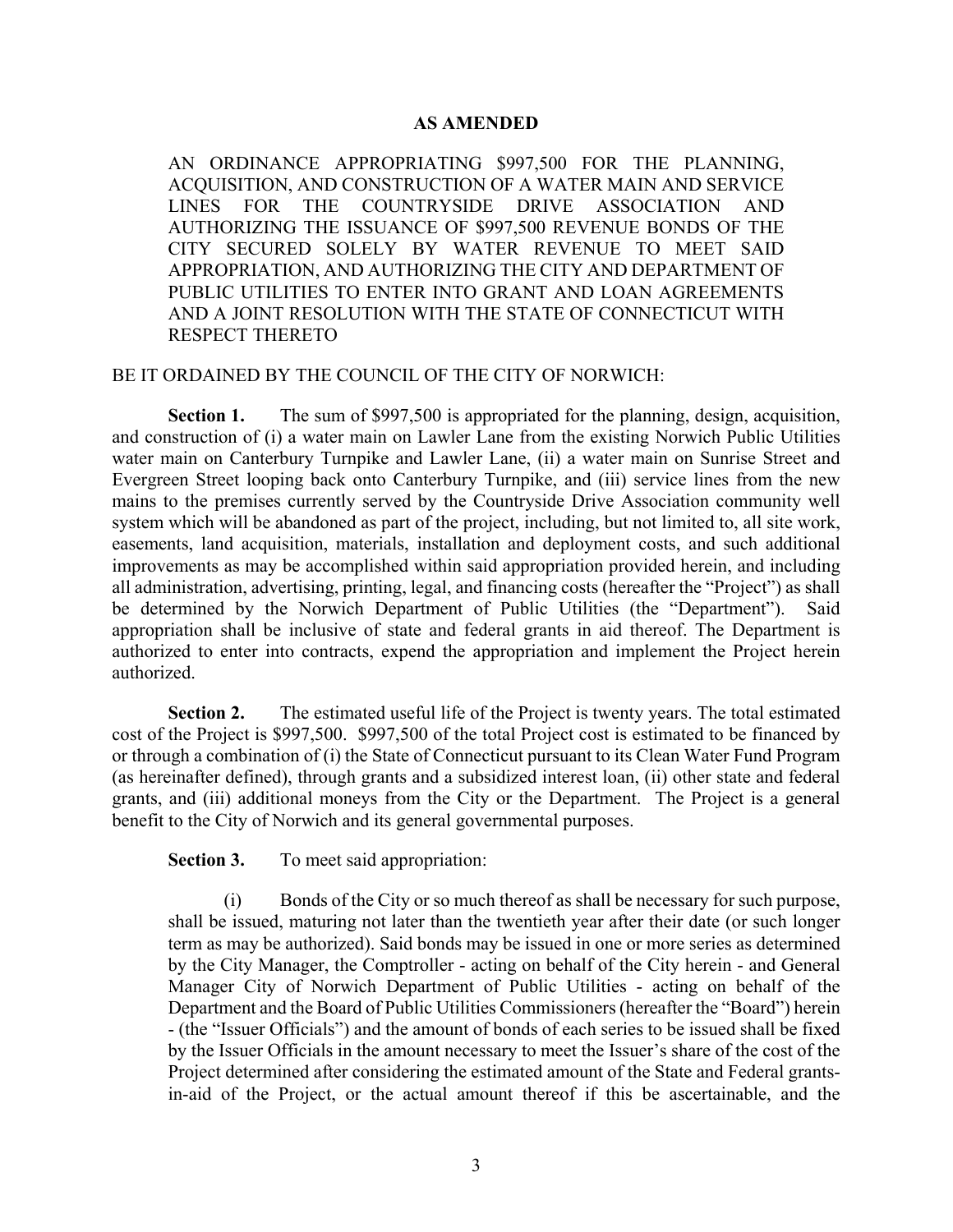**AS AMENDED**

AN ORDINANCE APPROPRIATING $997,500 FOR THE PLANNING, ACQUISITION, AND CONSTRUCTION OF A WATER MAIN AND SERVICE LINES FOR THE COUNTRYSIDE DRIVE ASSOCIATION AND AUTHORIZING THE ISSUANCE OF $997,500 REVENUE BONDS OF THE CITY SECURED SOLELY BY WATER REVENUE TO MEET SAID APPROPRIATION, AND AUTHORIZING THE CITY AND DEPARTMENT OF PUBLIC UTILITIES TO ENTER INTO GRANT AND LOAN AGREEMENTS AND A JOINT RESOLUTION WITH THE STATE OF CONNECTICUT WITH RESPECT THERETO

BE IT ORDAINED BY THE COUNCIL OF THE CITY OF NORWICH:

**Section 1.** The sum of $997,500 is appropriated for the planning, design, acquisition, and construction of (i) a water main on Lawler Lane from the existing Norwich Public Utilities water main on Canterbury Turnpike and Lawler Lane, (ii) a water main on Sunrise Street and Evergreen Street looping back onto Canterbury Turnpike, and (iii) service lines from the new mains to the premises currently served by the Countryside Drive Association community well system which will be abandoned as part of the project, including, but not limited to, all site work, easements, land acquisition, materials, installation and deployment costs, and such additional improvements as may be accomplished within said appropriation provided herein, and including all administration, advertising, printing, legal, and financing costs (hereafter the "Project") as shall be determined by the Norwich Department of Public Utilities (the "Department"). Said appropriation shall be inclusive of state and federal grants in aid thereof. The Department is authorized to enter into contracts, expend the appropriation and implement the Project herein authorized.

**Section 2.** The estimated useful life of the Project is twenty years. The total estimated cost of the Project is $997,500. $997,500 of the total Project cost is estimated to be financed by or through a combination of (i) the State of Connecticut pursuant to its Clean Water Fund Program (as hereinafter defined), through grants and a subsidized interest loan, (ii) other state and federal grants, and (iii) additional moneys from the City or the Department. The Project is a general benefit to the City of Norwich and its general governmental purposes.

**Section 3.** To meet said appropriation:

(i) Bonds of the City or so much thereof as shall be necessary for such purpose, shall be issued, maturing not later than the twentieth year after their date (or such longer term as may be authorized). Said bonds may be issued in one or more series as determined by the City Manager, the Comptroller - acting on behalf of the City herein - and General Manager City of Norwich Department of Public Utilities - acting on behalf of the Department and the Board of Public Utilities Commissioners (hereafter the "Board") herein - (the "Issuer Officials") and the amount of bonds of each series to be issued shall be fixed by the Issuer Officials in the amount necessary to meet the Issuer's share of the cost of the Project determined after considering the estimated amount of the State and Federal grants-in-aid of the Project, or the actual amount thereof if this be ascertainable, and the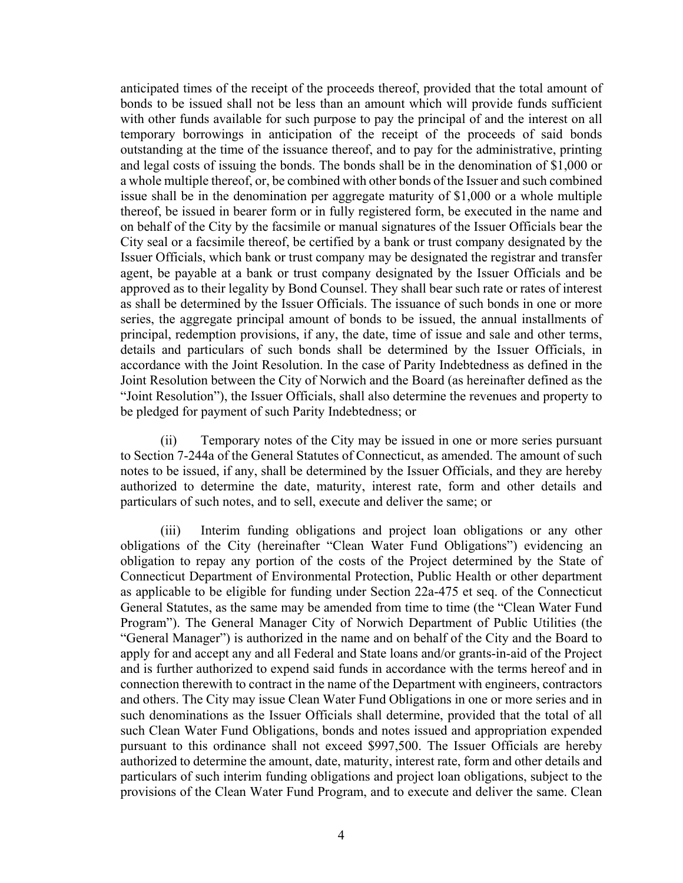anticipated times of the receipt of the proceeds thereof, provided that the total amount of bonds to be issued shall not be less than an amount which will provide funds sufficient with other funds available for such purpose to pay the principal of and the interest on all temporary borrowings in anticipation of the receipt of the proceeds of said bonds outstanding at the time of the issuance thereof, and to pay for the administrative, printing and legal costs of issuing the bonds. The bonds shall be in the denomination of $1,000 or a whole multiple thereof, or, be combined with other bonds of the Issuer and such combined issue shall be in the denomination per aggregate maturity of $1,000 or a whole multiple thereof, be issued in bearer form or in fully registered form, be executed in the name and on behalf of the City by the facsimile or manual signatures of the Issuer Officials bear the City seal or a facsimile thereof, be certified by a bank or trust company designated by the Issuer Officials, which bank or trust company may be designated the registrar and transfer agent, be payable at a bank or trust company designated by the Issuer Officials and be approved as to their legality by Bond Counsel. They shall bear such rate or rates of interest as shall be determined by the Issuer Officials. The issuance of such bonds in one or more series, the aggregate principal amount of bonds to be issued, the annual installments of principal, redemption provisions, if any, the date, time of issue and sale and other terms, details and particulars of such bonds shall be determined by the Issuer Officials, in accordance with the Joint Resolution. In the case of Parity Indebtedness as defined in the Joint Resolution between the City of Norwich and the Board (as hereinafter defined as the "Joint Resolution"), the Issuer Officials, shall also determine the revenues and property to be pledged for payment of such Parity Indebtedness; or

(ii) Temporary notes of the City may be issued in one or more series pursuant to Section 7-244a of the General Statutes of Connecticut, as amended. The amount of such notes to be issued, if any, shall be determined by the Issuer Officials, and they are hereby authorized to determine the date, maturity, interest rate, form and other details and particulars of such notes, and to sell, execute and deliver the same; or

(iii) Interim funding obligations and project loan obligations or any other obligations of the City (hereinafter "Clean Water Fund Obligations") evidencing an obligation to repay any portion of the costs of the Project determined by the State of Connecticut Department of Environmental Protection, Public Health or other department as applicable to be eligible for funding under Section 22a-475 et seq. of the Connecticut General Statutes, as the same may be amended from time to time (the "Clean Water Fund Program"). The General Manager City of Norwich Department of Public Utilities (the "General Manager") is authorized in the name and on behalf of the City and the Board to apply for and accept any and all Federal and State loans and/or grants-in-aid of the Project and is further authorized to expend said funds in accordance with the terms hereof and in connection therewith to contract in the name of the Department with engineers, contractors and others. The City may issue Clean Water Fund Obligations in one or more series and in such denominations as the Issuer Officials shall determine, provided that the total of all such Clean Water Fund Obligations, bonds and notes issued and appropriation expended pursuant to this ordinance shall not exceed $997,500. The Issuer Officials are hereby authorized to determine the amount, date, maturity, interest rate, form and other details and particulars of such interim funding obligations and project loan obligations, subject to the provisions of the Clean Water Fund Program, and to execute and deliver the same. Clean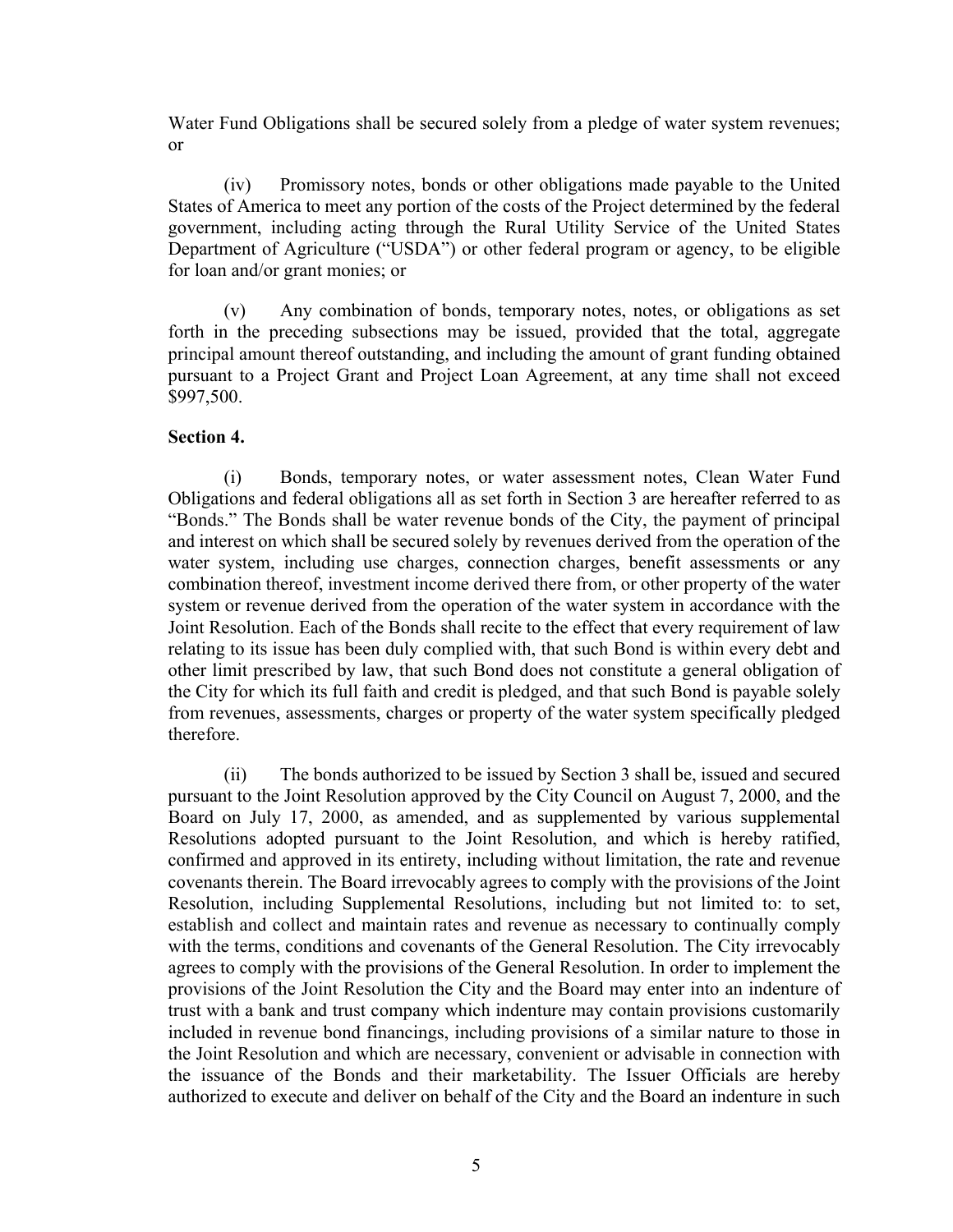Water Fund Obligations shall be secured solely from a pledge of water system revenues; or

(iv) Promissory notes, bonds or other obligations made payable to the United States of America to meet any portion of the costs of the Project determined by the federal government, including acting through the Rural Utility Service of the United States Department of Agriculture ("USDA") or other federal program or agency, to be eligible for loan and/or grant monies; or

(v) Any combination of bonds, temporary notes, notes, or obligations as set forth in the preceding subsections may be issued, provided that the total, aggregate principal amount thereof outstanding, and including the amount of grant funding obtained pursuant to a Project Grant and Project Loan Agreement, at any time shall not exceed $997,500.

**Section 4.**

(i) Bonds, temporary notes, or water assessment notes, Clean Water Fund Obligations and federal obligations all as set forth in Section 3 are hereafter referred to as "Bonds." The Bonds shall be water revenue bonds of the City, the payment of principal and interest on which shall be secured solely by revenues derived from the operation of the water system, including use charges, connection charges, benefit assessments or any combination thereof, investment income derived there from, or other property of the water system or revenue derived from the operation of the water system in accordance with the Joint Resolution. Each of the Bonds shall recite to the effect that every requirement of law relating to its issue has been duly complied with, that such Bond is within every debt and other limit prescribed by law, that such Bond does not constitute a general obligation of the City for which its full faith and credit is pledged, and that such Bond is payable solely from revenues, assessments, charges or property of the water system specifically pledged therefore.

(ii) The bonds authorized to be issued by Section 3 shall be, issued and secured pursuant to the Joint Resolution approved by the City Council on August 7, 2000, and the Board on July 17, 2000, as amended, and as supplemented by various supplemental Resolutions adopted pursuant to the Joint Resolution, and which is hereby ratified, confirmed and approved in its entirety, including without limitation, the rate and revenue covenants therein. The Board irrevocably agrees to comply with the provisions of the Joint Resolution, including Supplemental Resolutions, including but not limited to: to set, establish and collect and maintain rates and revenue as necessary to continually comply with the terms, conditions and covenants of the General Resolution. The City irrevocably agrees to comply with the provisions of the General Resolution. In order to implement the provisions of the Joint Resolution the City and the Board may enter into an indenture of trust with a bank and trust company which indenture may contain provisions customarily included in revenue bond financings, including provisions of a similar nature to those in the Joint Resolution and which are necessary, convenient or advisable in connection with the issuance of the Bonds and their marketability. The Issuer Officials are hereby authorized to execute and deliver on behalf of the City and the Board an indenture in such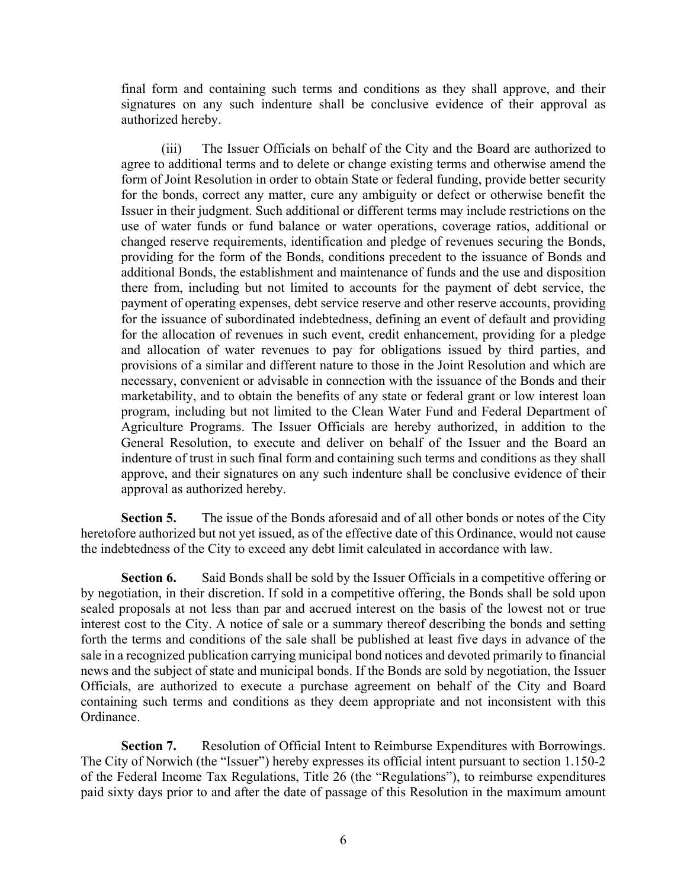final form and containing such terms and conditions as they shall approve, and their signatures on any such indenture shall be conclusive evidence of their approval as authorized hereby.

(iii) The Issuer Officials on behalf of the City and the Board are authorized to agree to additional terms and to delete or change existing terms and otherwise amend the form of Joint Resolution in order to obtain State or federal funding, provide better security for the bonds, correct any matter, cure any ambiguity or defect or otherwise benefit the Issuer in their judgment. Such additional or different terms may include restrictions on the use of water funds or fund balance or water operations, coverage ratios, additional or changed reserve requirements, identification and pledge of revenues securing the Bonds, providing for the form of the Bonds, conditions precedent to the issuance of Bonds and additional Bonds, the establishment and maintenance of funds and the use and disposition there from, including but not limited to accounts for the payment of debt service, the payment of operating expenses, debt service reserve and other reserve accounts, providing for the issuance of subordinated indebtedness, defining an event of default and providing for the allocation of revenues in such event, credit enhancement, providing for a pledge and allocation of water revenues to pay for obligations issued by third parties, and provisions of a similar and different nature to those in the Joint Resolution and which are necessary, convenient or advisable in connection with the issuance of the Bonds and their marketability, and to obtain the benefits of any state or federal grant or low interest loan program, including but not limited to the Clean Water Fund and Federal Department of Agriculture Programs. The Issuer Officials are hereby authorized, in addition to the General Resolution, to execute and deliver on behalf of the Issuer and the Board an indenture of trust in such final form and containing such terms and conditions as they shall approve, and their signatures on any such indenture shall be conclusive evidence of their approval as authorized hereby.

**Section 5.** The issue of the Bonds aforesaid and of all other bonds or notes of the City heretofore authorized but not yet issued, as of the effective date of this Ordinance, would not cause the indebtedness of the City to exceed any debt limit calculated in accordance with law.

**Section 6.** Said Bonds shall be sold by the Issuer Officials in a competitive offering or by negotiation, in their discretion. If sold in a competitive offering, the Bonds shall be sold upon sealed proposals at not less than par and accrued interest on the basis of the lowest not or true interest cost to the City. A notice of sale or a summary thereof describing the bonds and setting forth the terms and conditions of the sale shall be published at least five days in advance of the sale in a recognized publication carrying municipal bond notices and devoted primarily to financial news and the subject of state and municipal bonds. If the Bonds are sold by negotiation, the Issuer Officials, are authorized to execute a purchase agreement on behalf of the City and Board containing such terms and conditions as they deem appropriate and not inconsistent with this Ordinance.

**Section 7.** Resolution of Official Intent to Reimburse Expenditures with Borrowings. The City of Norwich (the "Issuer") hereby expresses its official intent pursuant to section 1.150-2 of the Federal Income Tax Regulations, Title 26 (the "Regulations"), to reimburse expenditures paid sixty days prior to and after the date of passage of this Resolution in the maximum amount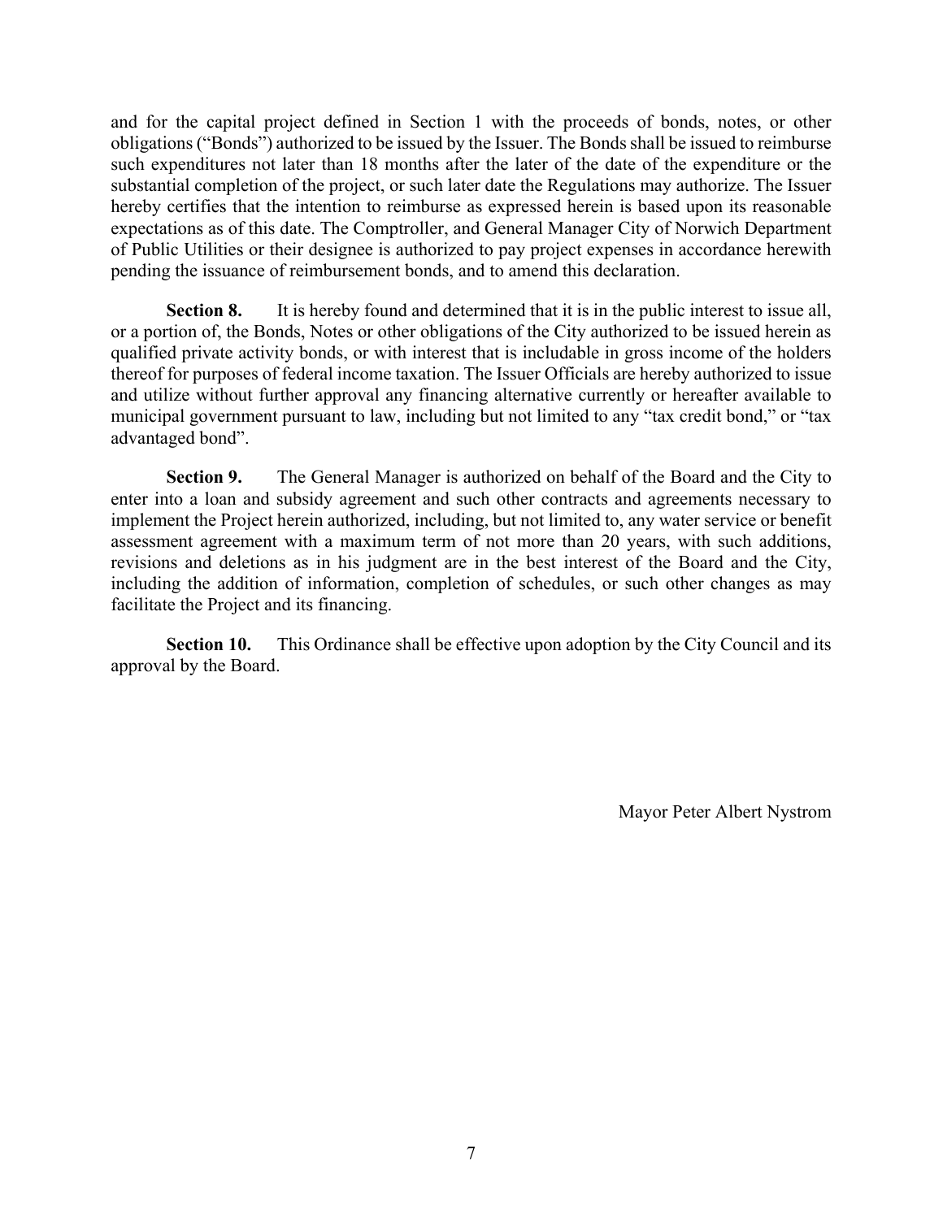and for the capital project defined in Section 1 with the proceeds of bonds, notes, or other obligations ("Bonds") authorized to be issued by the Issuer. The Bonds shall be issued to reimburse such expenditures not later than 18 months after the later of the date of the expenditure or the substantial completion of the project, or such later date the Regulations may authorize. The Issuer hereby certifies that the intention to reimburse as expressed herein is based upon its reasonable expectations as of this date. The Comptroller, and General Manager City of Norwich Department of Public Utilities or their designee is authorized to pay project expenses in accordance herewith pending the issuance of reimbursement bonds, and to amend this declaration.

**Section 8.** It is hereby found and determined that it is in the public interest to issue all, or a portion of, the Bonds, Notes or other obligations of the City authorized to be issued herein as qualified private activity bonds, or with interest that is includable in gross income of the holders thereof for purposes of federal income taxation. The Issuer Officials are hereby authorized to issue and utilize without further approval any financing alternative currently or hereafter available to municipal government pursuant to law, including but not limited to any "tax credit bond," or "tax advantaged bond".

**Section 9.** The General Manager is authorized on behalf of the Board and the City to enter into a loan and subsidy agreement and such other contracts and agreements necessary to implement the Project herein authorized, including, but not limited to, any water service or benefit assessment agreement with a maximum term of not more than 20 years, with such additions, revisions and deletions as in his judgment are in the best interest of the Board and the City, including the addition of information, completion of schedules, or such other changes as may facilitate the Project and its financing.

**Section 10.** This Ordinance shall be effective upon adoption by the City Council and its approval by the Board.

Mayor Peter Albert Nystrom